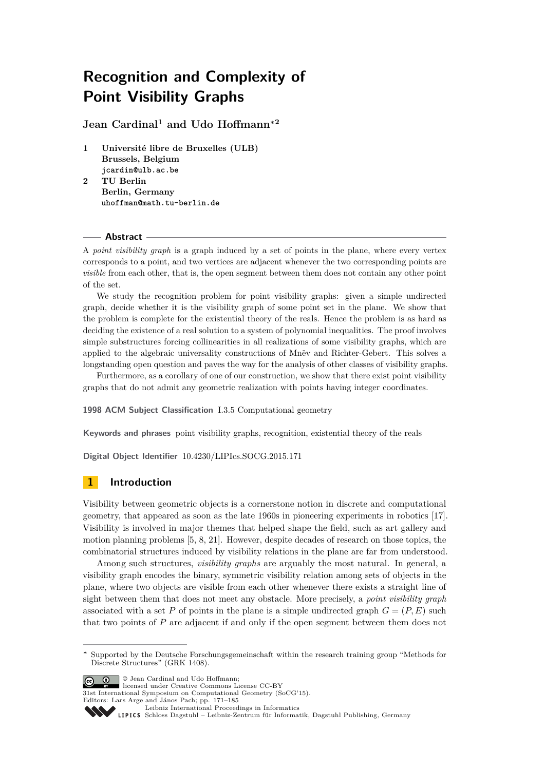# Recognition and Complexity of Point Visibility Graphs

**Jean Cardinal[1] and Udo Hoffmann*[2]**

1. **Université libre de Bruxelles (ULB)**
   **Brussels, Belgium**
   jcardin@ulb.ac.be
2. **TU Berlin**
   **Berlin, Germany**
   uhoffman@math.tu-berlin.de

## Abstract

A *point visibility graph* is a graph induced by a set of points in the plane, where every vertex corresponds to a point, and two vertices are adjacent whenever the two corresponding points are *visible* from each other, that is, the open segment between them does not contain any other point of the set.

We study the recognition problem for point visibility graphs: given a simple undirected graph, decide whether it is the visibility graph of some point set in the plane. We show that the problem is complete for the existential theory of the reals. Hence the problem is as hard as deciding the existence of a real solution to a system of polynomial inequalities. The proof involves simple substructures forcing collinearities in all realizations of some visibility graphs, which are applied to the algebraic universality constructions of Mnëv and Richter-Gebert. This solves a longstanding open question and paves the way for the analysis of other classes of visibility graphs.

Furthermore, as a corollary of one of our construction, we show that there exist point visibility graphs that do not admit any geometric realization with points having integer coordinates.

**1998 ACM Subject Classification** I.3.5 Computational geometry

**Keywords and phrases** point visibility graphs, recognition, existential theory of the reals

**Digital Object Identifier** 10.4230/LIPIcs.SOCG.2015.171

## 1 Introduction

Visibility between geometric objects is a cornerstone notion in discrete and computational geometry, that appeared as soon as the late 1960s in pioneering experiments in robotics [17]. Visibility is involved in major themes that helped shape the field, such as art gallery and motion planning problems [5, 8, 21]. However, despite decades of research on those topics, the combinatorial structures induced by visibility relations in the plane are far from understood.

Among such structures, *visibility graphs* are arguably the most natural. In general, a visibility graph encodes the binary, symmetric visibility relation among sets of objects in the plane, where two objects are visible from each other whenever there exists a straight line of sight between them that does not meet any obstacle. More precisely, a *point visibility graph* associated with a set $P$ of points in the plane is a simple undirected graph $G = (P, E)$ such that two points of $P$ are adjacent if and only if the open segment between them does not

* Supported by the Deutsche Forschungsgemeinschaft within the research training group "Methods for Discrete Structures" (GRK 1408).

© Jean Cardinal and Udo Hoffmann;
licensed under Creative Commons License CC-BY
31st International Symposium on Computational Geometry (SoCG'15).
Editors: Lars Arge and János Pach; pp. 171–185
Leibniz International Proceedings in Informatics
Schloss Dagstuhl – Leibniz-Zentrum für Informatik, Dagstuhl Publishing, Germany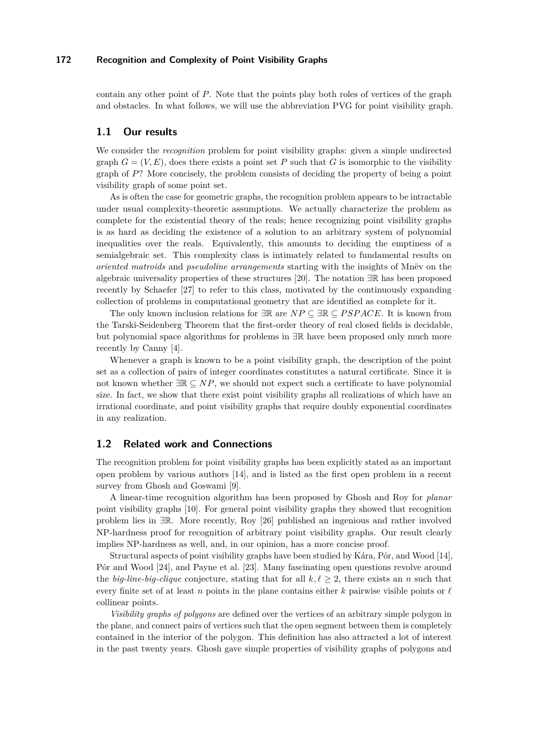contain any other point of $P$. Note that the points play both roles of vertices of the graph and obstacles. In what follows, we will use the abbreviation PVG for point visibility graph.

## 1.1 Our results

We consider the *recognition* problem for point visibility graphs: given a simple undirected graph $G = (V, E)$, does there exists a point set $P$ such that $G$ is isomorphic to the visibility graph of $P$? More concisely, the problem consists of deciding the property of being a point visibility graph of some point set.

As is often the case for geometric graphs, the recognition problem appears to be intractable under usual complexity-theoretic assumptions. We actually characterize the problem as complete for the existential theory of the reals; hence recognizing point visibility graphs is as hard as deciding the existence of a solution to an arbitrary system of polynomial inequalities over the reals. Equivalently, this amounts to deciding the emptiness of a semialgebraic set. This complexity class is intimately related to fundamental results on *oriented matroids* and *pseudoline arrangements* starting with the insights of Mnëv on the algebraic universality properties of these structures [20]. The notation $\exists\mathbb{R}$ has been proposed recently by Schaefer [27] to refer to this class, motivated by the continuously expanding collection of problems in computational geometry that are identified as complete for it.

The only known inclusion relations for $\exists\mathbb{R}$ are $NP \subseteq \exists\mathbb{R} \subseteq PSPACE$. It is known from the Tarski-Seidenberg Theorem that the first-order theory of real closed fields is decidable, but polynomial space algorithms for problems in $\exists\mathbb{R}$ have been proposed only much more recently by Canny [4].

Whenever a graph is known to be a point visibility graph, the description of the point set as a collection of pairs of integer coordinates constitutes a natural certificate. Since it is not known whether $\exists\mathbb{R} \subseteq NP$, we should not expect such a certificate to have polynomial size. In fact, we show that there exist point visibility graphs all realizations of which have an irrational coordinate, and point visibility graphs that require doubly exponential coordinates in any realization.

## 1.2 Related work and Connections

The recognition problem for point visibility graphs has been explicitly stated as an important open problem by various authors [14], and is listed as the first open problem in a recent survey from Ghosh and Goswami [9].

A linear-time recognition algorithm has been proposed by Ghosh and Roy for *planar* point visibility graphs [10]. For general point visibility graphs they showed that recognition problem lies in $\exists\mathbb{R}$. More recently, Roy [26] published an ingenious and rather involved NP-hardness proof for recognition of arbitrary point visibility graphs. Our result clearly implies NP-hardness as well, and, in our opinion, has a more concise proof.

Structural aspects of point visibility graphs have been studied by Kára, Pór, and Wood [14], Pór and Wood [24], and Payne et al. [23]. Many fascinating open questions revolve around the *big-line-big-clique* conjecture, stating that for all $k, \ell \geq 2$, there exists an $n$ such that every finite set of at least $n$ points in the plane contains either $k$ pairwise visible points or $\ell$ collinear points.

*Visibility graphs of polygons* are defined over the vertices of an arbitrary simple polygon in the plane, and connect pairs of vertices such that the open segment between them is completely contained in the interior of the polygon. This definition has also attracted a lot of interest in the past twenty years. Ghosh gave simple properties of visibility graphs of polygons and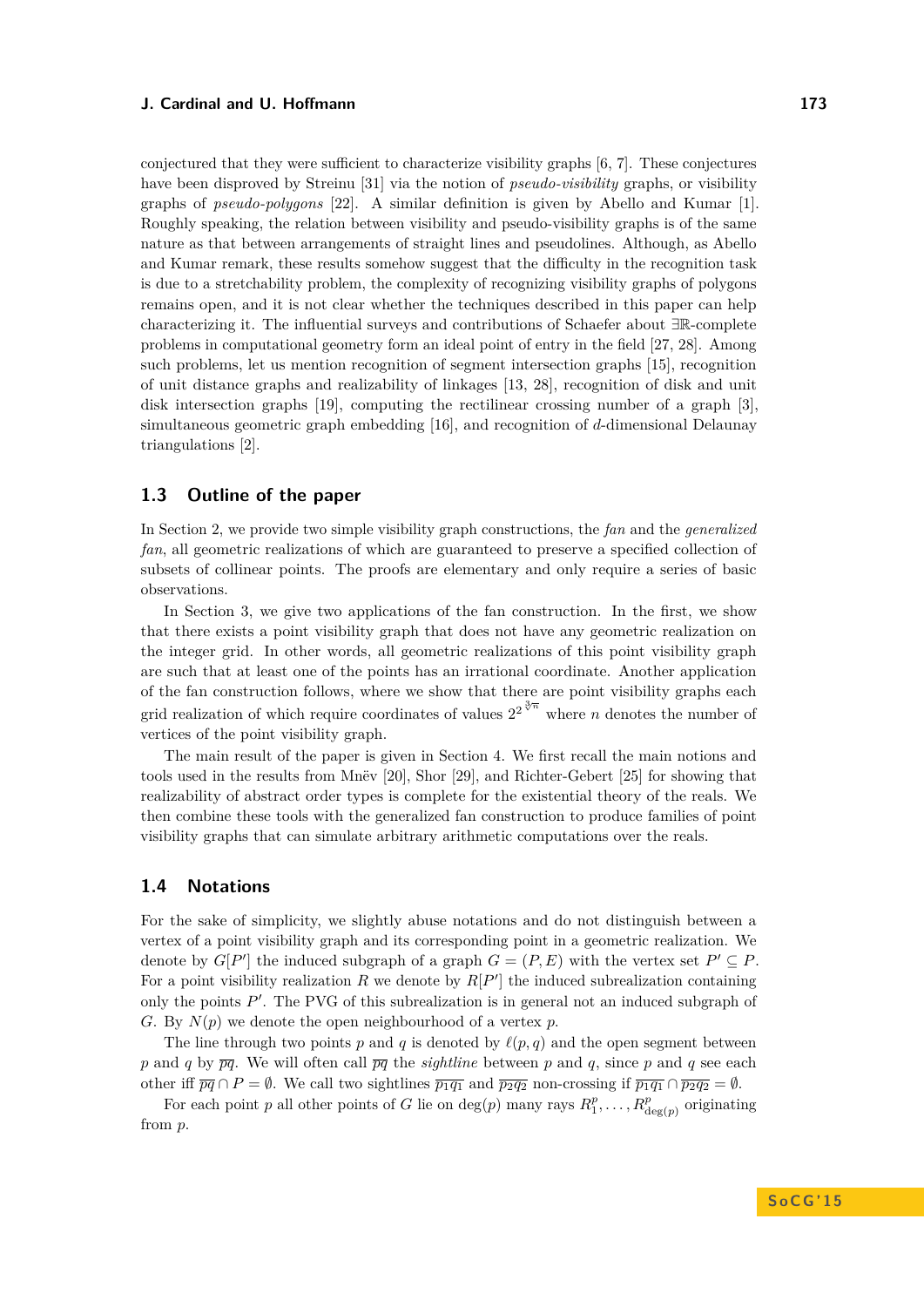conjectured that they were sufficient to characterize visibility graphs [6, 7]. These conjectures have been disproved by Streinu [31] via the notion of *pseudo-visibility* graphs, or visibility graphs of *pseudo-polygons* [22]. A similar definition is given by Abello and Kumar [1]. Roughly speaking, the relation between visibility and pseudo-visibility graphs is of the same nature as that between arrangements of straight lines and pseudolines. Although, as Abello and Kumar remark, these results somehow suggest that the difficulty in the recognition task is due to a stretchability problem, the complexity of recognizing visibility graphs of polygons remains open, and it is not clear whether the techniques described in this paper can help characterizing it. The influential surveys and contributions of Schaefer about $\exists\mathbb{R}$-complete problems in computational geometry form an ideal point of entry in the field [27, 28]. Among such problems, let us mention recognition of segment intersection graphs [15], recognition of unit distance graphs and realizability of linkages [13, 28], recognition of disk and unit disk intersection graphs [19], computing the rectilinear crossing number of a graph [3], simultaneous geometric graph embedding [16], and recognition of $d$-dimensional Delaunay triangulations [2].

## 1.3 Outline of the paper

In Section 2, we provide two simple visibility graph constructions, the *fan* and the *generalized fan*, all geometric realizations of which are guaranteed to preserve a specified collection of subsets of collinear points. The proofs are elementary and only require a series of basic observations.

In Section 3, we give two applications of the fan construction. In the first, we show that there exists a point visibility graph that does not have any geometric realization on the integer grid. In other words, all geometric realizations of this point visibility graph are such that at least one of the points has an irrational coordinate. Another application of the fan construction follows, where we show that there are point visibility graphs each grid realization of which require coordinates of values $2^{2^{\sqrt[3]{n}}}$ where $n$ denotes the number of vertices of the point visibility graph.

The main result of the paper is given in Section 4. We first recall the main notions and tools used in the results from Mnëv [20], Shor [29], and Richter-Gebert [25] for showing that realizability of abstract order types is complete for the existential theory of the reals. We then combine these tools with the generalized fan construction to produce families of point visibility graphs that can simulate arbitrary arithmetic computations over the reals.

## 1.4 Notations

For the sake of simplicity, we slightly abuse notations and do not distinguish between a vertex of a point visibility graph and its corresponding point in a geometric realization. We denote by $G[P']$ the induced subgraph of a graph $G = (P, E)$ with the vertex set $P' \subseteq P$. For a point visibility realization $R$ we denote by $R[P']$ the induced subrealization containing only the points $P'$. The PVG of this subrealization is in general not an induced subgraph of $G$. By $N(p)$ we denote the open neighbourhood of a vertex $p$.

The line through two points $p$ and $q$ is denoted by $\ell(p, q)$ and the open segment between $p$ and $q$ by $\overline{pq}$. We will often call $\overline{pq}$ the *sightline* between $p$ and $q$, since $p$ and $q$ see each other iff $\overline{pq} \cap P = \emptyset$. We call two sightlines $\overline{p_1q_1}$ and $\overline{p_2q_2}$ non-crossing if $\overline{p_1q_1} \cap \overline{p_2q_2} = \emptyset$.

For each point $p$ all other points of $G$ lie on $\deg(p)$ many rays $R_1^p, \ldots, R_{\deg(p)}^p$ originating from $p$.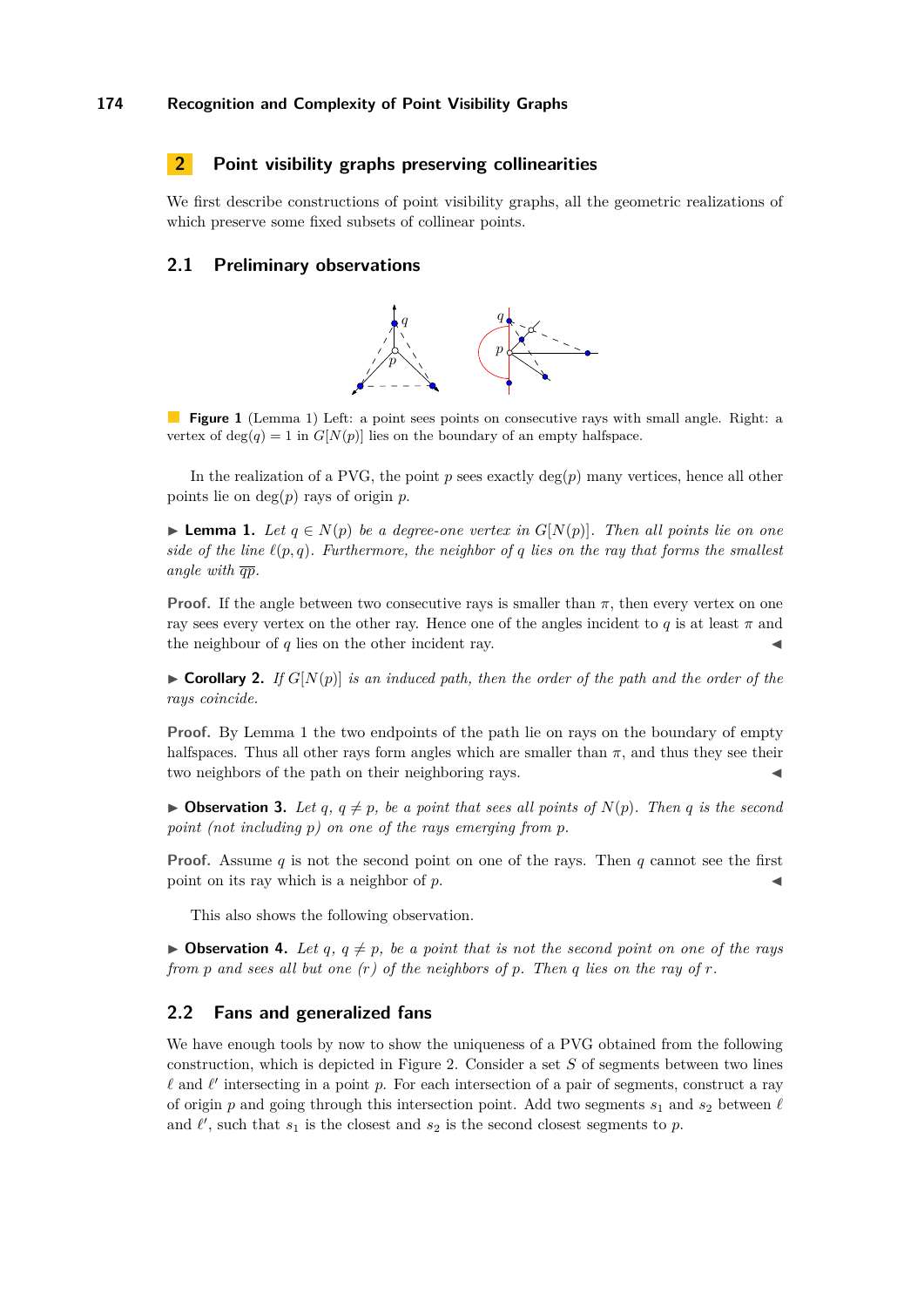## 2 Point visibility graphs preserving collinearities

We first describe constructions of point visibility graphs, all the geometric realizations of which preserve some fixed subsets of collinear points.

### 2.1 Preliminary observations

**Figure 1** (Lemma 1) Left: a point sees points on consecutive rays with small angle. Right: a vertex of $\deg(q) = 1$ in $G[N(p)]$ lies on the boundary of an empty halfspace.

In the realization of a PVG, the point $p$ sees exactly $\deg(p)$ many vertices, hence all other points lie on $\deg(p)$ rays of origin $p$.

▶ **Lemma 1.** *Let $q \in N(p)$ be a degree-one vertex in $G[N(p)]$. Then all points lie on one side of the line $\ell(p, q)$. Furthermore, the neighbor of $q$ lies on the ray that forms the smallest angle with $\overline{qp}$.*

**Proof.** If the angle between two consecutive rays is smaller than $\pi$, then every vertex on one ray sees every vertex on the other ray. Hence one of the angles incident to $q$ is at least $\pi$ and the neighbour of $q$ lies on the other incident ray. ◀

▶ **Corollary 2.** *If $G[N(p)]$ is an induced path, then the order of the path and the order of the rays coincide.*

**Proof.** By Lemma 1 the two endpoints of the path lie on rays on the boundary of empty halfspaces. Thus all other rays form angles which are smaller than $\pi$, and thus they see their two neighbors of the path on their neighboring rays. ◀

▶ **Observation 3.** *Let $q$, $q \neq p$, be a point that sees all points of $N(p)$. Then $q$ is the second point (not including $p$) on one of the rays emerging from $p$.*

**Proof.** Assume $q$ is not the second point on one of the rays. Then $q$ cannot see the first point on its ray which is a neighbor of $p$. ◀

This also shows the following observation.

▶ **Observation 4.** *Let $q$, $q \neq p$, be a point that is not the second point on one of the rays from $p$ and sees all but one ($r$) of the neighbors of $p$. Then $q$ lies on the ray of $r$.*

### 2.2 Fans and generalized fans

We have enough tools by now to show the uniqueness of a PVG obtained from the following construction, which is depicted in Figure 2. Consider a set $S$ of segments between two lines $\ell$ and $\ell'$ intersecting in a point $p$. For each intersection of a pair of segments, construct a ray of origin $p$ and going through this intersection point. Add two segments $s_1$ and $s_2$ between $\ell$ and $\ell'$, such that $s_1$ is the closest and $s_2$ is the second closest segments to $p$.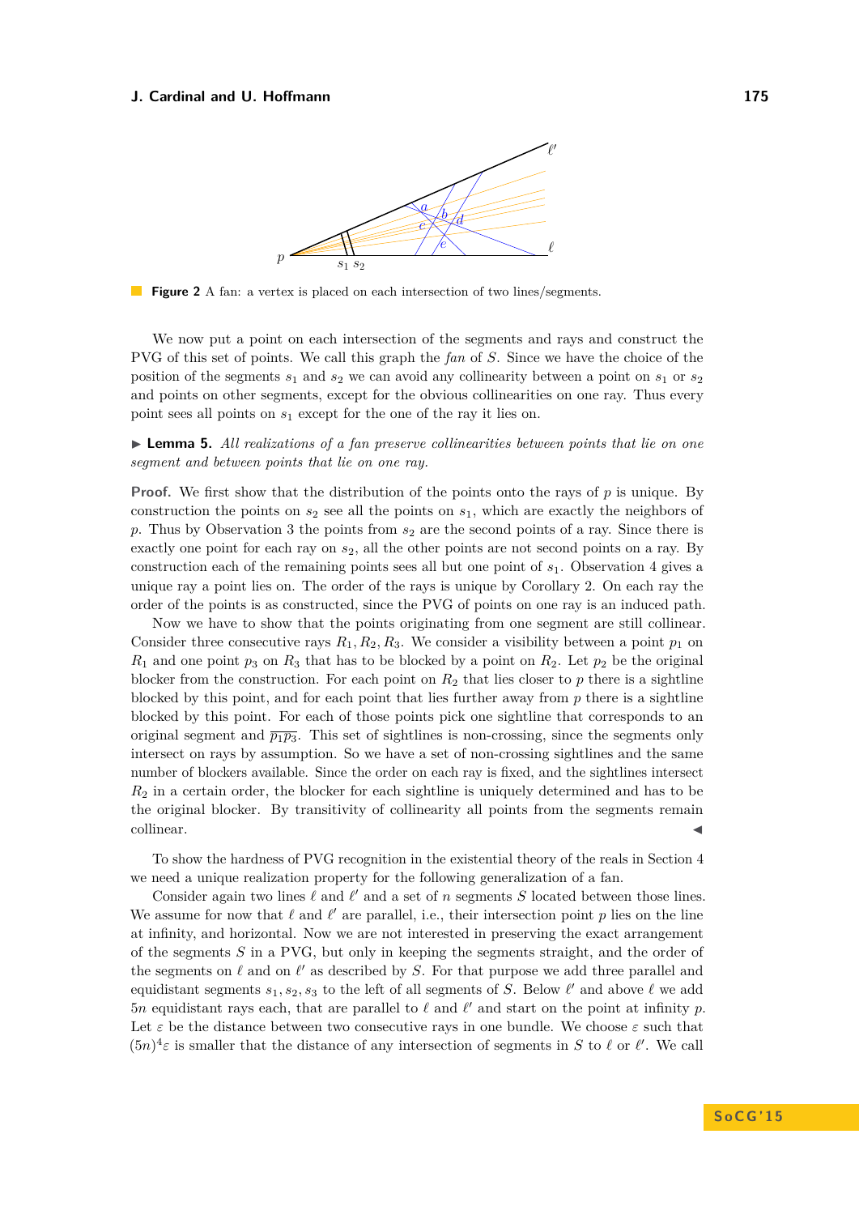**Figure 2** A fan: a vertex is placed on each intersection of two lines/segments.

We now put a point on each intersection of the segments and rays and construct the PVG of this set of points. We call this graph the *fan* of $S$. Since we have the choice of the position of the segments $s_1$ and $s_2$ we can avoid any collinearity between a point on $s_1$ or $s_2$ and points on other segments, except for the obvious collinearities on one ray. Thus every point sees all points on $s_1$ except for the one of the ray it lies on.

▶ **Lemma 5.** *All realizations of a fan preserve collinearities between points that lie on one segment and between points that lie on one ray.*

**Proof.** We first show that the distribution of the points onto the rays of $p$ is unique. By construction the points on $s_2$ see all the points on $s_1$, which are exactly the neighbors of $p$. Thus by Observation 3 the points from $s_2$ are the second points of a ray. Since there is exactly one point for each ray on $s_2$, all the other points are not second points on a ray. By construction each of the remaining points sees all but one point of $s_1$. Observation 4 gives a unique ray a point lies on. The order of the rays is unique by Corollary 2. On each ray the order of the points is as constructed, since the PVG of points on one ray is an induced path.

Now we have to show that the points originating from one segment are still collinear. Consider three consecutive rays $R_1, R_2, R_3$. We consider a visibility between a point $p_1$ on $R_1$ and one point $p_3$ on $R_3$ that has to be blocked by a point on $R_2$. Let $p_2$ be the original blocker from the construction. For each point on $R_2$ that lies closer to $p$ there is a sightline blocked by this point, and for each point that lies further away from $p$ there is a sightline blocked by this point. For each of those points pick one sightline that corresponds to an original segment and $\overline{p_1 p_3}$. This set of sightlines is non-crossing, since the segments only intersect on rays by assumption. So we have a set of non-crossing sightlines and the same number of blockers available. Since the order on each ray is fixed, and the sightlines intersect $R_2$ in a certain order, the blocker for each sightline is uniquely determined and has to be the original blocker. By transitivity of collinearity all points from the segments remain collinear. ◀

To show the hardness of PVG recognition in the existential theory of the reals in Section 4 we need a unique realization property for the following generalization of a fan.

Consider again two lines $\ell$ and $\ell'$ and a set of $n$ segments $S$ located between those lines. We assume for now that $\ell$ and $\ell'$ are parallel, i.e., their intersection point $p$ lies on the line at infinity, and horizontal. Now we are not interested in preserving the exact arrangement of the segments $S$ in a PVG, but only in keeping the segments straight, and the order of the segments on $\ell$ and on $\ell'$ as described by $S$. For that purpose we add three parallel and equidistant segments $s_1, s_2, s_3$ to the left of all segments of $S$. Below $\ell'$ and above $\ell$ we add $5n$ equidistant rays each, that are parallel to $\ell$ and $\ell'$ and start on the point at infinity $p$. Let $\varepsilon$ be the distance between two consecutive rays in one bundle. We choose $\varepsilon$ such that $(5n)^4\varepsilon$ is smaller that the distance of any intersection of segments in $S$ to $\ell$ or $\ell'$. We call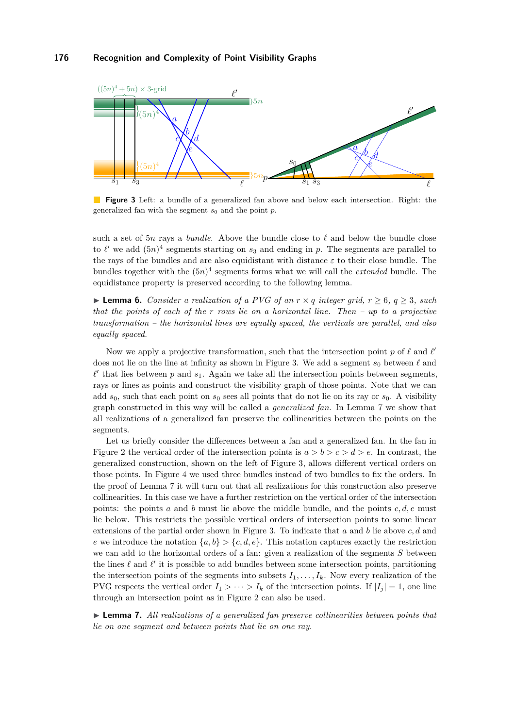**Figure 3** Left: a bundle of a generalized fan above and below each intersection. Right: the generalized fan with the segment $s_0$ and the point $p$.

such a set of $5n$ rays a *bundle*. Above the bundle close to $\ell$ and below the bundle close to $\ell'$ we add $(5n)^4$ segments starting on $s_3$ and ending in $p$. The segments are parallel to the rays of the bundles and are also equidistant with distance $\varepsilon$ to their close bundle. The bundles together with the $(5n)^4$ segments forms what we will call the *extended* bundle. The equidistance property is preserved according to the following lemma.

▶ **Lemma 6.** *Consider a realization of a PVG of an $r \times q$ integer grid, $r \geq 6$, $q \geq 3$, such that the points of each of the $r$ rows lie on a horizontal line. Then – up to a projective transformation – the horizontal lines are equally spaced, the verticals are parallel, and also equally spaced.*

Now we apply a projective transformation, such that the intersection point $p$ of $\ell$ and $\ell'$ does not lie on the line at infinity as shown in Figure 3. We add a segment $s_0$ between $\ell$ and $\ell'$ that lies between $p$ and $s_1$. Again we take all the intersection points between segments, rays or lines as points and construct the visibility graph of those points. Note that we can add $s_0$, such that each point on $s_0$ sees all points that do not lie on its ray or $s_0$. A visibility graph constructed in this way will be called a *generalized fan*. In Lemma 7 we show that all realizations of a generalized fan preserve the collinearities between the points on the segments.

Let us briefly consider the differences between a fan and a generalized fan. In the fan in Figure 2 the vertical order of the intersection points is $a > b > c > d > e$. In contrast, the generalized construction, shown on the left of Figure 3, allows different vertical orders on those points. In Figure 4 we used three bundles instead of two bundles to fix the orders. In the proof of Lemma 7 it will turn out that all realizations for this construction also preserve collinearities. In this case we have a further restriction on the vertical order of the intersection points: the points $a$ and $b$ must lie above the middle bundle, and the points $c, d, e$ must lie below. This restricts the possible vertical orders of intersection points to some linear extensions of the partial order shown in Figure 3. To indicate that $a$ and $b$ lie above $c, d$ and $e$ we introduce the notation $\{a, b\} > \{c, d, e\}$. This notation captures exactly the restriction we can add to the horizontal orders of a fan: given a realization of the segments $S$ between the lines $\ell$ and $\ell'$ it is possible to add bundles between some intersection points, partitioning the intersection points of the segments into subsets $I_1, \ldots, I_k$. Now every realization of the PVG respects the vertical order $I_1 > \cdots > I_k$ of the intersection points. If $|I_j| = 1$, one line through an intersection point as in Figure 2 can also be used.

▶ **Lemma 7.** *All realizations of a generalized fan preserve collinearities between points that lie on one segment and between points that lie on one ray.*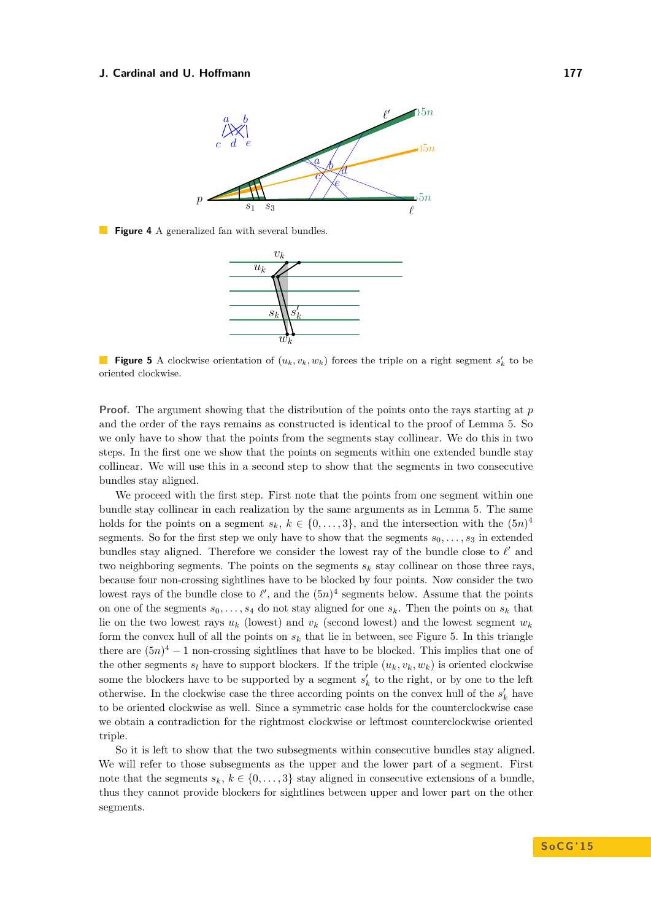**Figure 4** A generalized fan with several bundles.

**Figure 5** A clockwise orientation of $(u_k, v_k, w_k)$ forces the triple on a right segment $s'_k$ to be oriented clockwise.

**Proof.** The argument showing that the distribution of the points onto the rays starting at $p$ and the order of the rays remains as constructed is identical to the proof of Lemma 5. So we only have to show that the points from the segments stay collinear. We do this in two steps. In the first one we show that the points on segments within one extended bundle stay collinear. We will use this in a second step to show that the segments in two consecutive bundles stay aligned.

We proceed with the first step. First note that the points from one segment within one bundle stay collinear in each realization by the same arguments as in Lemma 5. The same holds for the points on a segment $s_k$, $k \in \{0, \dots, 3\}$, and the intersection with the $(5n)^4$ segments. So for the first step we only have to show that the segments $s_0, \dots, s_3$ in extended bundles stay aligned. Therefore we consider the lowest ray of the bundle close to $\ell'$ and two neighboring segments. The points on the segments $s_k$ stay collinear on those three rays, because four non-crossing sightlines have to be blocked by four points. Now consider the two lowest rays of the bundle close to $\ell'$, and the $(5n)^4$ segments below. Assume that the points on one of the segments $s_0, \dots, s_4$ do not stay aligned for one $s_k$. Then the points on $s_k$ that lie on the two lowest rays $u_k$ (lowest) and $v_k$ (second lowest) and the lowest segment $w_k$ form the convex hull of all the points on $s_k$ that lie in between, see Figure 5. In this triangle there are $(5n)^4 - 1$ non-crossing sightlines that have to be blocked. This implies that one of the other segments $s_l$ have to support blockers. If the triple $(u_k, v_k, w_k)$ is oriented clockwise some the blockers have to be supported by a segment $s'_k$ to the right, or by one to the left otherwise. In the clockwise case the three according points on the convex hull of the $s'_k$ have to be oriented clockwise as well. Since a symmetric case holds for the counterclockwise case we obtain a contradiction for the rightmost clockwise or leftmost counterclockwise oriented triple.

So it is left to show that the two subsegments within consecutive bundles stay aligned. We will refer to those subsegments as the upper and the lower part of a segment. First note that the segments $s_k$, $k \in \{0, \dots, 3\}$ stay aligned in consecutive extensions of a bundle, thus they cannot provide blockers for sightlines between upper and lower part on the other segments.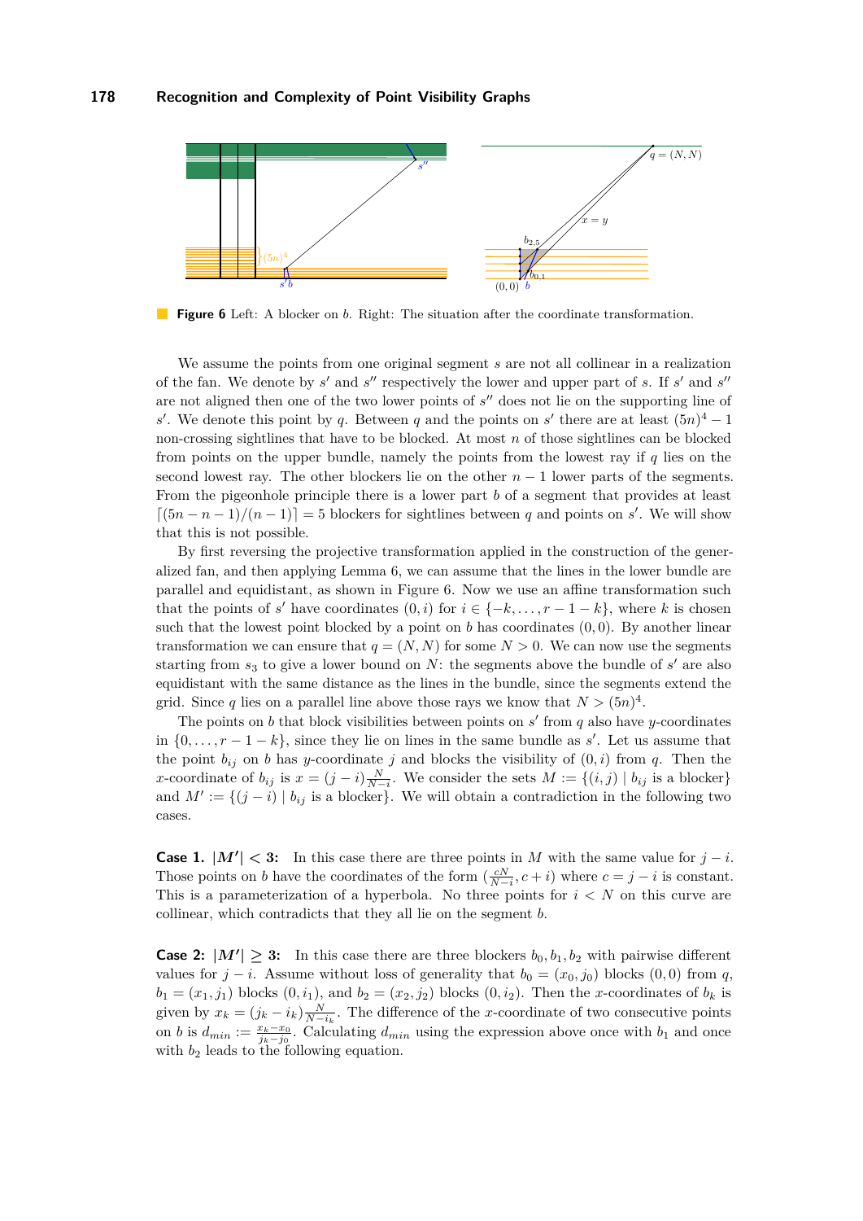**Figure 6** Left: A blocker on $b$. Right: The situation after the coordinate transformation.

We assume the points from one original segment $s$ are not all collinear in a realization of the fan. We denote by $s'$ and $s''$ respectively the lower and upper part of $s$. If $s'$ and $s''$ are not aligned then one of the two lower points of $s''$ does not lie on the supporting line of $s'$. We denote this point by $q$. Between $q$ and the points on $s'$ there are at least $(5n)^4 - 1$ non-crossing sightlines that have to be blocked. At most $n$ of those sightlines can be blocked from points on the upper bundle, namely the points from the lowest ray if $q$ lies on the second lowest ray. The other blockers lie on the other $n-1$ lower parts of the segments. From the pigeonhole principle there is a lower part $b$ of a segment that provides at least $\lceil (5n - n - 1)/(n-1) \rceil = 5$ blockers for sightlines between $q$ and points on $s'$. We will show that this is not possible.

By first reversing the projective transformation applied in the construction of the generalized fan, and then applying Lemma 6, we can assume that the lines in the lower bundle are parallel and equidistant, as shown in Figure 6. Now we use an affine transformation such that the points of $s'$ have coordinates $(0, i)$ for $i \in \{-k, \dots, r-1-k\}$, where $k$ is chosen such that the lowest point blocked by a point on $b$ has coordinates $(0, 0)$. By another linear transformation we can ensure that $q = (N, N)$ for some $N > 0$. We can now use the segments starting from $s_3$ to give a lower bound on $N$: the segments above the bundle of $s'$ are also equidistant with the same distance as the lines in the bundle, since the segments extend the grid. Since $q$ lies on a parallel line above those rays we know that $N > (5n)^4$.

The points on $b$ that block visibilities between points on $s'$ from $q$ also have $y$-coordinates in $\{0, \dots, r-1-k\}$, since they lie on lines in the same bundle as $s'$. Let us assume that the point $b_{ij}$ on $b$ has $y$-coordinate $j$ and blocks the visibility of $(0, i)$ from $q$. Then the $x$-coordinate of $b_{ij}$ is $x = (j - i)\frac{N}{N-i}$. We consider the sets $M := \{(i, j) \mid b_{ij} \text{ is a blocker}\}$ and $M' := \{(j - i) \mid b_{ij} \text{ is a blocker}\}$. We will obtain a contradiction in the following two cases.

**Case 1. $|M'| < 3$:** In this case there are three points in $M$ with the same value for $j - i$. Those points on $b$ have the coordinates of the form $(\frac{cN}{N-i}, c + i)$ where $c = j - i$ is constant. This is a parameterization of a hyperbola. No three points for $i < N$ on this curve are collinear, which contradicts that they all lie on the segment $b$.

**Case 2: $|M'| \geq 3$:** In this case there are three blockers $b_0, b_1, b_2$ with pairwise different values for $j - i$. Assume without loss of generality that $b_0 = (x_0, j_0)$ blocks $(0, 0)$ from $q$, $b_1 = (x_1, j_1)$ blocks $(0, i_1)$, and $b_2 = (x_2, j_2)$ blocks $(0, i_2)$. Then the $x$-coordinates of $b_k$ is given by $x_k = (j_k - i_k)\frac{N}{N-i_k}$. The difference of the $x$-coordinate of two consecutive points on $b$ is $d_{min} := \frac{x_k - x_0}{j_k - j_0}$. Calculating $d_{min}$ using the expression above once with $b_1$ and once with $b_2$ leads to the following equation.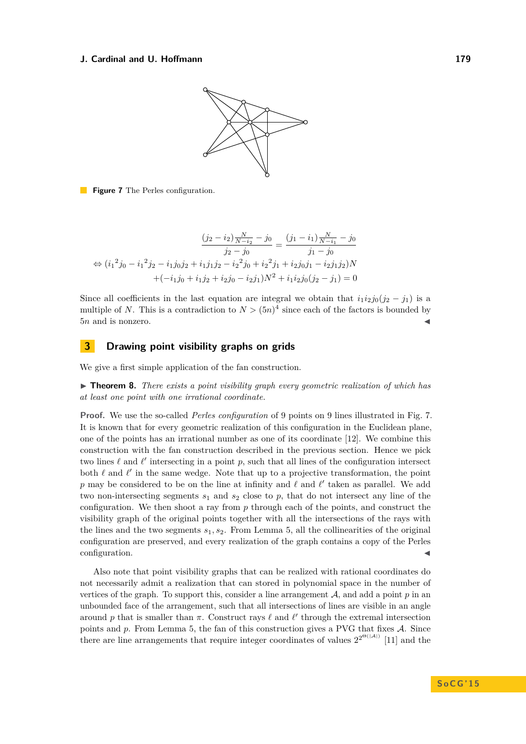**Figure 7** The Perles configuration.

$$\frac{(j_2 - i_2)\frac{N}{N-i_2} - j_0}{j_2 - j_0} = \frac{(j_1 - i_1)\frac{N}{N-i_1} - j_0}{j_1 - j_0}$$

$$\Leftrightarrow ({i_1}^2 j_0 - {i_1}^2 j_2 - i_1 j_0 j_2 + i_1 j_1 j_2 - {i_2}^2 j_0 + {i_2}^2 j_1 + i_2 j_0 j_1 - i_2 j_1 j_2)N$$
$$+(-i_1 j_0 + i_1 j_2 + i_2 j_0 - i_2 j_1)N^2 + i_1 i_2 j_0 (j_2 - j_1) = 0$$

Since all coefficients in the last equation are integral we obtain that $i_1 i_2 j_0 (j_2 - j_1)$ is a multiple of $N$. This is a contradiction to $N > (5n)^4$ since each of the factors is bounded by $5n$ and is nonzero. ◀

## 3 Drawing point visibility graphs on grids

We give a first simple application of the fan construction.

▶ **Theorem 8.** *There exists a point visibility graph every geometric realization of which has at least one point with one irrational coordinate.*

**Proof.** We use the so-called *Perles configuration* of 9 points on 9 lines illustrated in Fig. 7. It is known that for every geometric realization of this configuration in the Euclidean plane, one of the points has an irrational number as one of its coordinate [12]. We combine this construction with the fan construction described in the previous section. Hence we pick two lines $\ell$ and $\ell'$ intersecting in a point $p$, such that all lines of the configuration intersect both $\ell$ and $\ell'$ in the same wedge. Note that up to a projective transformation, the point $p$ may be considered to be on the line at infinity and $\ell$ and $\ell'$ taken as parallel. We add two non-intersecting segments $s_1$ and $s_2$ close to $p$, that do not intersect any line of the configuration. We then shoot a ray from $p$ through each of the points, and construct the visibility graph of the original points together with all the intersections of the rays with the lines and the two segments $s_1, s_2$. From Lemma 5, all the collinearities of the original configuration are preserved, and every realization of the graph contains a copy of the Perles configuration. ◀

Also note that point visibility graphs that can be realized with rational coordinates do not necessarily admit a realization that can stored in polynomial space in the number of vertices of the graph. To support this, consider a line arrangement $\mathcal{A}$, and add a point $p$ in an unbounded face of the arrangement, such that all intersections of lines are visible in an angle around $p$ that is smaller than $\pi$. Construct rays $\ell$ and $\ell'$ through the extremal intersection points and $p$. From Lemma 5, the fan of this construction gives a PVG that fixes $\mathcal{A}$. Since there are line arrangements that require integer coordinates of values $2^{2^{\Theta(|\mathcal{A}|)}}$ [11] and the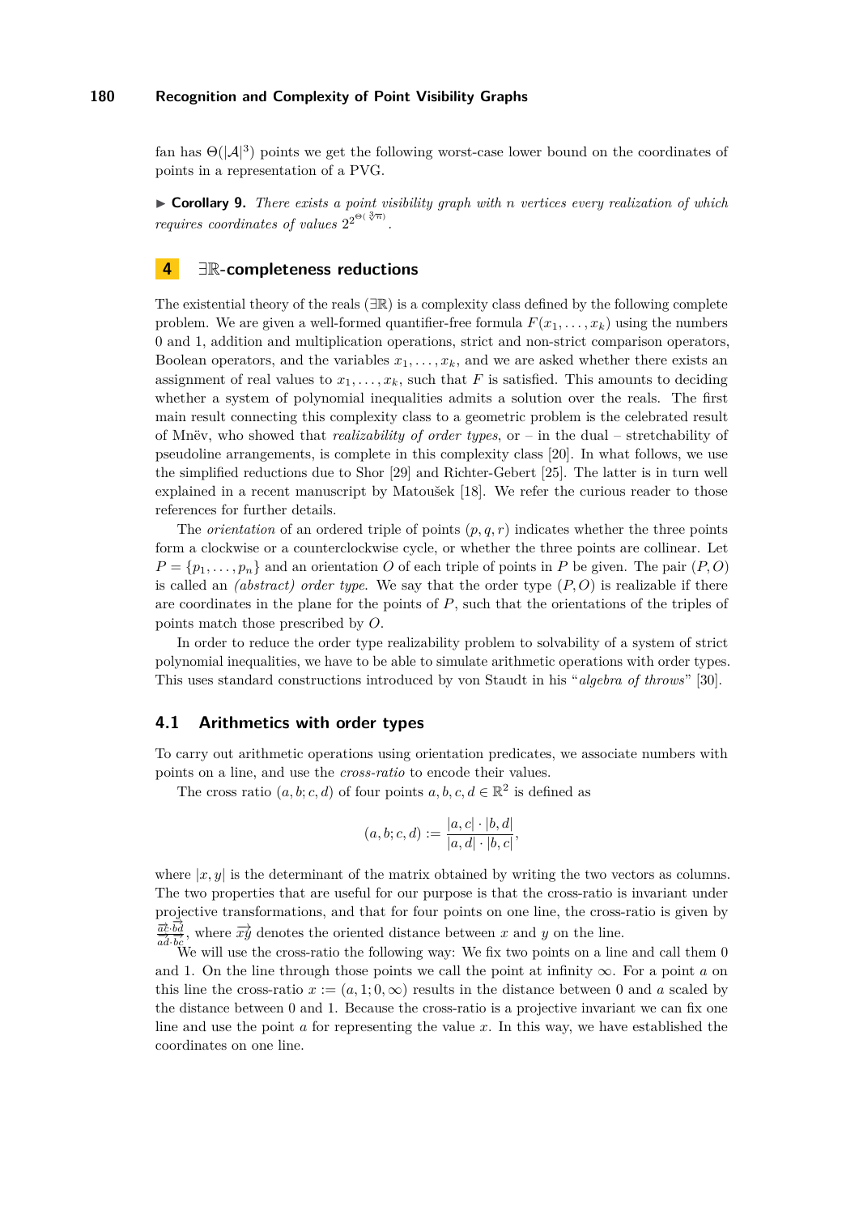fan has $\Theta(|\mathcal{A}|^3)$ points we get the following worst-case lower bound on the coordinates of points in a representation of a PVG.

▶ **Corollary 9.** *There exists a point visibility graph with $n$ vertices every realization of which requires coordinates of values $2^{2^{\Theta(\sqrt[3]{n})}}$.*

## 4 $\exists\mathbb{R}$-completeness reductions

The existential theory of the reals ($\exists\mathbb{R}$) is a complexity class defined by the following complete problem. We are given a well-formed quantifier-free formula $F(x_1,\ldots,x_k)$ using the numbers 0 and 1, addition and multiplication operations, strict and non-strict comparison operators, Boolean operators, and the variables $x_1,\ldots,x_k$, and we are asked whether there exists an assignment of real values to $x_1,\ldots,x_k$, such that $F$ is satisfied. This amounts to deciding whether a system of polynomial inequalities admits a solution over the reals. The first main result connecting this complexity class to a geometric problem is the celebrated result of Mnëv, who showed that *realizability of order types*, or – in the dual – stretchability of pseudoline arrangements, is complete in this complexity class [20]. In what follows, we use the simplified reductions due to Shor [29] and Richter-Gebert [25]. The latter is in turn well explained in a recent manuscript by Matoušek [18]. We refer the curious reader to those references for further details.

The *orientation* of an ordered triple of points $(p,q,r)$ indicates whether the three points form a clockwise or a counterclockwise cycle, or whether the three points are collinear. Let $P=\{p_1,\ldots,p_n\}$ and an orientation $O$ of each triple of points in $P$ be given. The pair $(P,O)$ is called an *(abstract) order type*. We say that the order type $(P,O)$ is realizable if there are coordinates in the plane for the points of $P$, such that the orientations of the triples of points match those prescribed by $O$.

In order to reduce the order type realizability problem to solvability of a system of strict polynomial inequalities, we have to be able to simulate arithmetic operations with order types. This uses standard constructions introduced by von Staudt in his "*algebra of throws*" [30].

### 4.1 Arithmetics with order types

To carry out arithmetic operations using orientation predicates, we associate numbers with points on a line, and use the *cross-ratio* to encode their values.

The cross ratio $(a,b;c,d)$ of four points $a,b,c,d\in\mathbb{R}^2$ is defined as

$$(a,b;c,d) := \frac{|a,c|\cdot|b,d|}{|a,d|\cdot|b,c|},$$

where $|x,y|$ is the determinant of the matrix obtained by writing the two vectors as columns. The two properties that are useful for our purpose is that the cross-ratio is invariant under projective transformations, and that for four points on one line, the cross-ratio is given by $\frac{\overrightarrow{ac}\cdot\overrightarrow{bd}}{\overrightarrow{ad}\cdot\overrightarrow{bc}}$, where $\overrightarrow{xy}$ denotes the oriented distance between $x$ and $y$ on the line.

We will use the cross-ratio the following way: We fix two points on a line and call them 0 and 1. On the line through those points we call the point at infinity $\infty$. For a point $a$ on this line the cross-ratio $x := (a,1;0,\infty)$ results in the distance between 0 and $a$ scaled by the distance between 0 and 1. Because the cross-ratio is a projective invariant we can fix one line and use the point $a$ for representing the value $x$. In this way, we have established the coordinates on one line.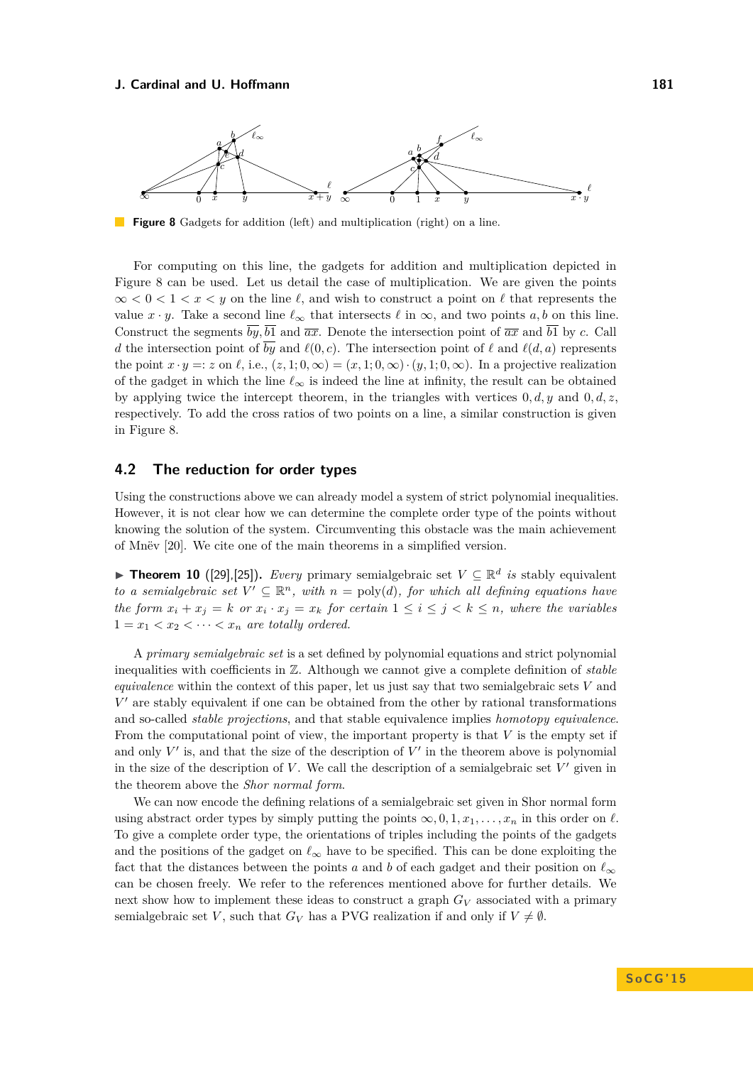**Figure 8** Gadgets for addition (left) and multiplication (right) on a line.

For computing on this line, the gadgets for addition and multiplication depicted in Figure 8 can be used. Let us detail the case of multiplication. We are given the points $\infty < 0 < 1 < x < y$ on the line $\ell$, and wish to construct a point on $\ell$ that represents the value $x \cdot y$. Take a second line $\ell_\infty$ that intersects $\ell$ in $\infty$, and two points $a, b$ on this line. Construct the segments $\overline{by}, \overline{b1}$ and $\overline{ax}$. Denote the intersection point of $\overline{ax}$ and $\overline{b1}$ by $c$. Call $d$ the intersection point of $\overline{by}$ and $\ell(0, c)$. The intersection point of $\ell$ and $\ell(d, a)$ represents the point $x \cdot y =: z$ on $\ell$, i.e., $(z, 1; 0, \infty) = (x, 1; 0, \infty) \cdot (y, 1; 0, \infty)$. In a projective realization of the gadget in which the line $\ell_\infty$ is indeed the line at infinity, the result can be obtained by applying twice the intercept theorem, in the triangles with vertices $0, d, y$ and $0, d, z$, respectively. To add the cross ratios of two points on a line, a similar construction is given in Figure 8.

## 4.2 The reduction for order types

Using the constructions above we can already model a system of strict polynomial inequalities. However, it is not clear how we can determine the complete order type of the points without knowing the solution of the system. Circumventing this obstacle was the main achievement of Mnëv [20]. We cite one of the main theorems in a simplified version.

► **Theorem 10** ([29],[25]). *Every* primary semialgebraic set $V \subseteq \mathbb{R}^d$ *is* stably equivalent *to a semialgebraic set $V' \subseteq \mathbb{R}^n$, with $n = \text{poly}(d)$, for which all defining equations have the form $x_i + x_j = k$ or $x_i \cdot x_j = x_k$ for certain $1 \leq i \leq j < k \leq n$, where the variables $1 = x_1 < x_2 < \cdots < x_n$ are totally ordered.*

A *primary semialgebraic set* is a set defined by polynomial equations and strict polynomial inequalities with coefficients in $\mathbb{Z}$. Although we cannot give a complete definition of *stable equivalence* within the context of this paper, let us just say that two semialgebraic sets $V$ and $V'$ are stably equivalent if one can be obtained from the other by rational transformations and so-called *stable projections*, and that stable equivalence implies *homotopy equivalence*. From the computational point of view, the important property is that $V$ is the empty set if and only $V'$ is, and that the size of the description of $V'$ in the theorem above is polynomial in the size of the description of $V$. We call the description of a semialgebraic set $V'$ given in the theorem above the *Shor normal form*.

We can now encode the defining relations of a semialgebraic set given in Shor normal form using abstract order types by simply putting the points $\infty, 0, 1, x_1, \ldots, x_n$ in this order on $\ell$. To give a complete order type, the orientations of triples including the points of the gadgets and the positions of the gadget on $\ell_\infty$ have to be specified. This can be done exploiting the fact that the distances between the points $a$ and $b$ of each gadget and their position on $\ell_\infty$ can be chosen freely. We refer to the references mentioned above for further details. We next show how to implement these ideas to construct a graph $G_V$ associated with a primary semialgebraic set $V$, such that $G_V$ has a PVG realization if and only if $V \neq \emptyset$.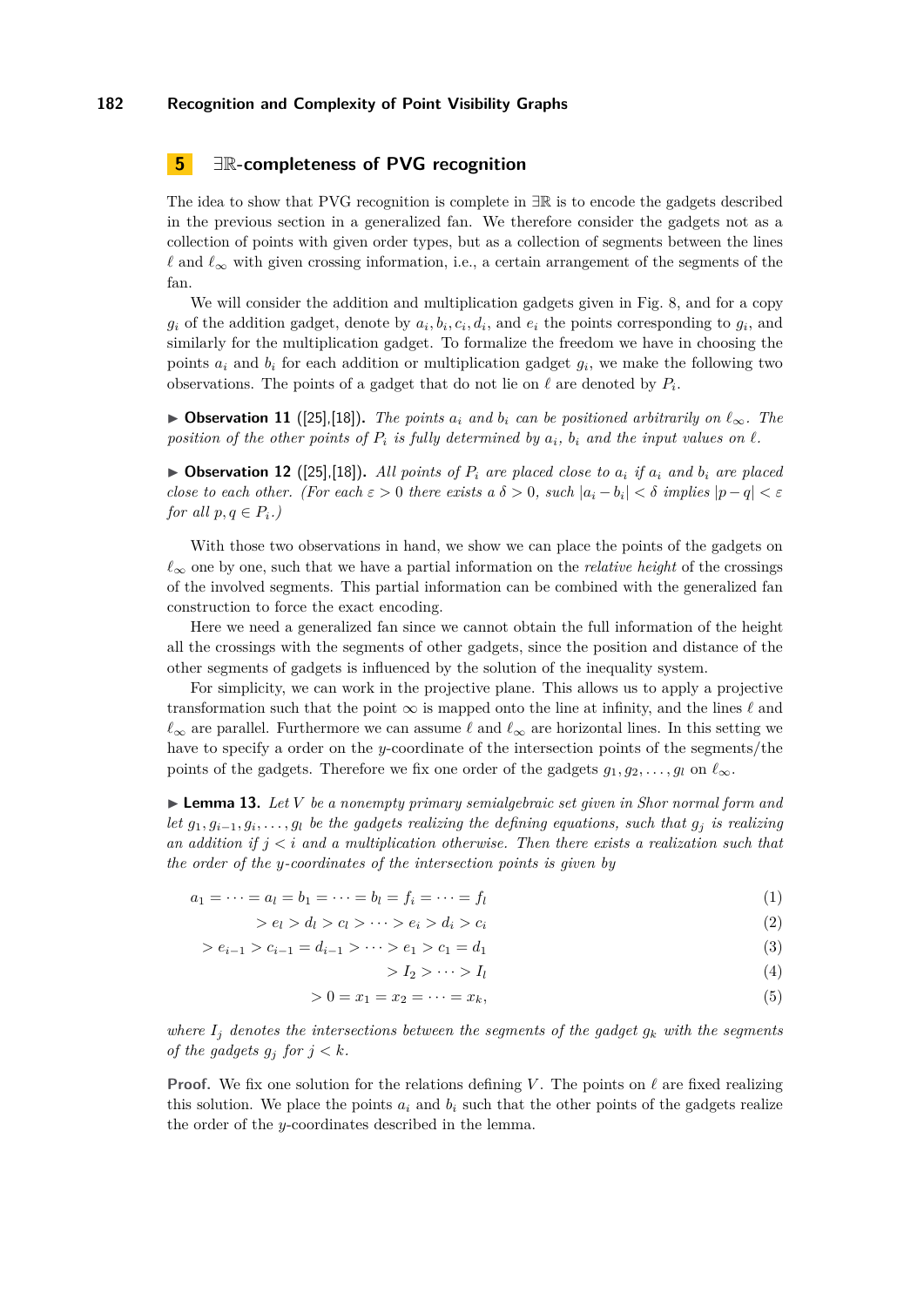## 5 $\exists\mathbb{R}$-completeness of PVG recognition

The idea to show that PVG recognition is complete in $\exists\mathbb{R}$ is to encode the gadgets described in the previous section in a generalized fan. We therefore consider the gadgets not as a collection of points with given order types, but as a collection of segments between the lines $\ell$ and $\ell_\infty$ with given crossing information, i.e., a certain arrangement of the segments of the fan.

We will consider the addition and multiplication gadgets given in Fig. 8, and for a copy $g_i$ of the addition gadget, denote by $a_i, b_i, c_i, d_i$, and $e_i$ the points corresponding to $g_i$, and similarly for the multiplication gadget. To formalize the freedom we have in choosing the points $a_i$ and $b_i$ for each addition or multiplication gadget $g_i$, we make the following two observations. The points of a gadget that do not lie on $\ell$ are denoted by $P_i$.

▶ **Observation 11** ([25],[18]). *The points $a_i$ and $b_i$ can be positioned arbitrarily on $\ell_\infty$. The position of the other points of $P_i$ is fully determined by $a_i$, $b_i$ and the input values on $\ell$.*

▶ **Observation 12** ([25],[18]). *All points of $P_i$ are placed close to $a_i$ if $a_i$ and $b_i$ are placed close to each other. (For each $\varepsilon > 0$ there exists a $\delta > 0$, such $|a_i - b_i| < \delta$ implies $|p - q| < \varepsilon$ for all $p, q \in P_i$.)*

With those two observations in hand, we show we can place the points of the gadgets on $\ell_\infty$ one by one, such that we have a partial information on the *relative height* of the crossings of the involved segments. This partial information can be combined with the generalized fan construction to force the exact encoding.

Here we need a generalized fan since we cannot obtain the full information of the height all the crossings with the segments of other gadgets, since the position and distance of the other segments of gadgets is influenced by the solution of the inequality system.

For simplicity, we can work in the projective plane. This allows us to apply a projective transformation such that the point $\infty$ is mapped onto the line at infinity, and the lines $\ell$ and $\ell_\infty$ are parallel. Furthermore we can assume $\ell$ and $\ell_\infty$ are horizontal lines. In this setting we have to specify a order on the $y$-coordinate of the intersection points of the segments/the points of the gadgets. Therefore we fix one order of the gadgets $g_1, g_2, \ldots, g_l$ on $\ell_\infty$.

▶ **Lemma 13.** *Let $V$ be a nonempty primary semialgebraic set given in Shor normal form and let $g_1, g_{i-1}, g_i, \ldots, g_l$ be the gadgets realizing the defining equations, such that $g_j$ is realizing an addition if $j < i$ and a multiplication otherwise. Then there exists a realization such that the order of the $y$-coordinates of the intersection points is given by*

$$
\begin{aligned}
a_1 = \cdots = a_l = b_1 = \cdots = b_l = f_i = \cdots = f_l & \qquad (1)\\
> e_l > d_l > c_l > \cdots > e_i > d_i > c_i & \qquad (2)\\
> e_{i-1} > c_{i-1} = d_{i-1} > \cdots > e_1 > c_1 = d_1 & \qquad (3)\\
> I_2 > \cdots > I_l & \qquad (4)\\
> 0 = x_1 = x_2 = \cdots = x_k, & \qquad (5)
\end{aligned}
$$

*where $I_j$ denotes the intersections between the segments of the gadget $g_k$ with the segments of the gadgets $g_j$ for $j < k$.*

**Proof.** We fix one solution for the relations defining $V$. The points on $\ell$ are fixed realizing this solution. We place the points $a_i$ and $b_i$ such that the other points of the gadgets realize the order of the $y$-coordinates described in the lemma.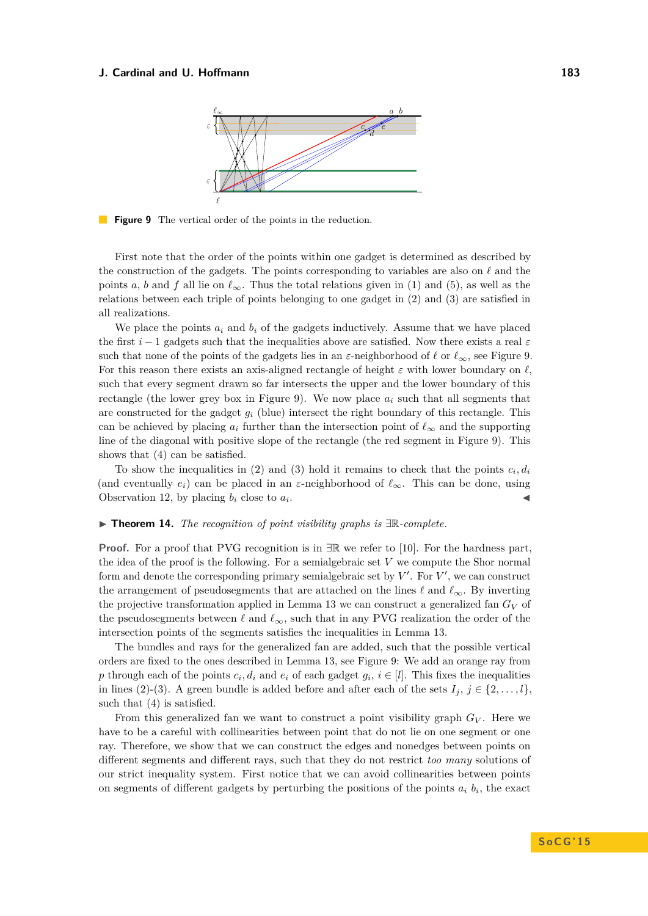**Figure 9** The vertical order of the points in the reduction.

First note that the order of the points within one gadget is determined as described by the construction of the gadgets. The points corresponding to variables are also on $\ell$ and the points $a$, $b$ and $f$ all lie on $\ell_\infty$. Thus the total relations given in (1) and (5), as well as the relations between each triple of points belonging to one gadget in (2) and (3) are satisfied in all realizations.

We place the points $a_i$ and $b_i$ of the gadgets inductively. Assume that we have placed the first $i-1$ gadgets such that the inequalities above are satisfied. Now there exists a real $\varepsilon$ such that none of the points of the gadgets lies in an $\varepsilon$-neighborhood of $\ell$ or $\ell_\infty$, see Figure 9. For this reason there exists an axis-aligned rectangle of height $\varepsilon$ with lower boundary on $\ell$, such that every segment drawn so far intersects the upper and the lower boundary of this rectangle (the lower grey box in Figure 9). We now place $a_i$ such that all segments that are constructed for the gadget $g_i$ (blue) intersect the right boundary of this rectangle. This can be achieved by placing $a_i$ further than the intersection point of $\ell_\infty$ and the supporting line of the diagonal with positive slope of the rectangle (the red segment in Figure 9). This shows that (4) can be satisfied.

To show the inequalities in (2) and (3) hold it remains to check that the points $c_i, d_i$ (and eventually $e_i$) can be placed in an $\varepsilon$-neighborhood of $\ell_\infty$. This can be done, using Observation 12, by placing $b_i$ close to $a_i$. ◀

▶ **Theorem 14.** *The recognition of point visibility graphs is $\exists\mathbb{R}$-complete.*

**Proof.** For a proof that PVG recognition is in $\exists\mathbb{R}$ we refer to [10]. For the hardness part, the idea of the proof is the following. For a semialgebraic set $V$ we compute the Shor normal form and denote the corresponding primary semialgebraic set by $V'$. For $V'$, we can construct the arrangement of pseudosegments that are attached on the lines $\ell$ and $\ell_\infty$. By inverting the projective transformation applied in Lemma 13 we can construct a generalized fan $G_V$ of the pseudosegments between $\ell$ and $\ell_\infty$, such that in any PVG realization the order of the intersection points of the segments satisfies the inequalities in Lemma 13.

The bundles and rays for the generalized fan are added, such that the possible vertical orders are fixed to the ones described in Lemma 13, see Figure 9: We add an orange ray from $p$ through each of the points $c_i, d_i$ and $e_i$ of each gadget $g_i$, $i \in [l]$. This fixes the inequalities in lines (2)-(3). A green bundle is added before and after each of the sets $I_j$, $j \in \{2, \ldots, l\}$, such that (4) is satisfied.

From this generalized fan we want to construct a point visibility graph $G_V$. Here we have to be a careful with collinearities between point that do not lie on one segment or one ray. Therefore, we show that we can construct the edges and nonedges between points on different segments and different rays, such that they do not restrict *too many* solutions of our strict inequality system. First notice that we can avoid collinearities between points on segments of different gadgets by perturbing the positions of the points $a_i$ $b_i$, the exact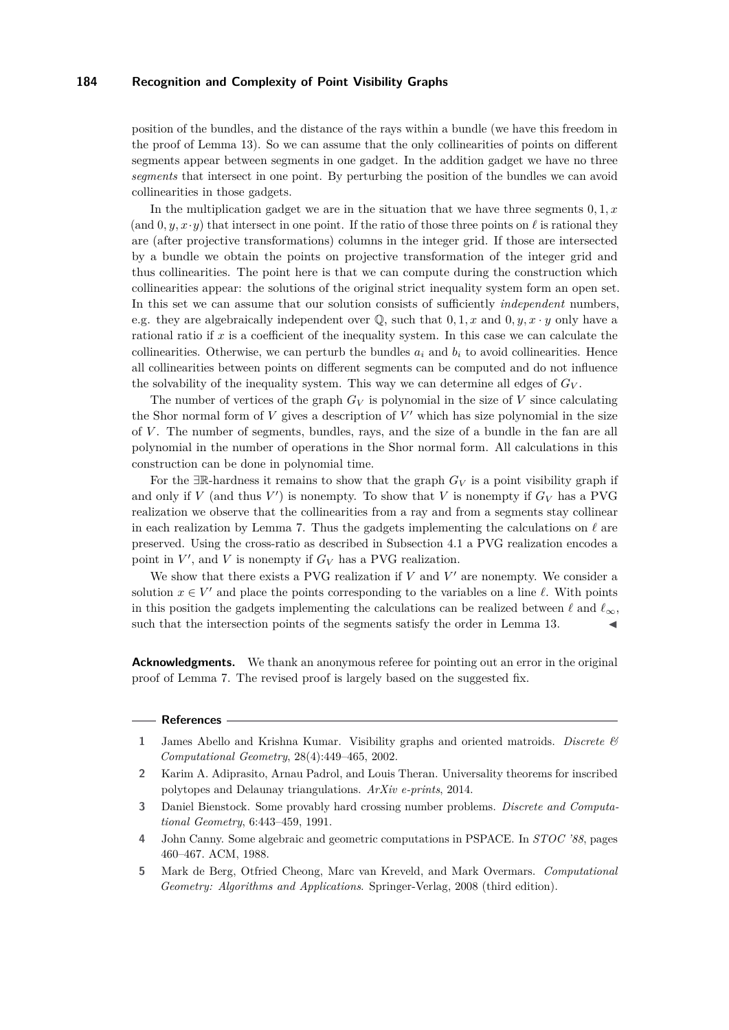position of the bundles, and the distance of the rays within a bundle (we have this freedom in the proof of Lemma 13). So we can assume that the only collinearities of points on different segments appear between segments in one gadget. In the addition gadget we have no three *segments* that intersect in one point. By perturbing the position of the bundles we can avoid collinearities in those gadgets.

In the multiplication gadget we are in the situation that we have three segments $0, 1, x$ (and $0, y, x \cdot y$) that intersect in one point. If the ratio of those three points on $\ell$ is rational they are (after projective transformations) columns in the integer grid. If those are intersected by a bundle we obtain the points on projective transformation of the integer grid and thus collinearities. The point here is that we can compute during the construction which collinearities appear: the solutions of the original strict inequality system form an open set. In this set we can assume that our solution consists of sufficiently *independent* numbers, e.g. they are algebraically independent over $\mathbb{Q}$, such that $0, 1, x$ and $0, y, x \cdot y$ only have a rational ratio if $x$ is a coefficient of the inequality system. In this case we can calculate the collinearities. Otherwise, we can perturb the bundles $a_i$ and $b_i$ to avoid collinearities. Hence all collinearities between points on different segments can be computed and do not influence the solvability of the inequality system. This way we can determine all edges of $G_V$.

The number of vertices of the graph $G_V$ is polynomial in the size of $V$ since calculating the Shor normal form of $V$ gives a description of $V'$ which has size polynomial in the size of $V$. The number of segments, bundles, rays, and the size of a bundle in the fan are all polynomial in the number of operations in the Shor normal form. All calculations in this construction can be done in polynomial time.

For the $\exists\mathbb{R}$-hardness it remains to show that the graph $G_V$ is a point visibility graph if and only if $V$ (and thus $V'$) is nonempty. To show that $V$ is nonempty if $G_V$ has a PVG realization we observe that the collinearities from a ray and from a segments stay collinear in each realization by Lemma 7. Thus the gadgets implementing the calculations on $\ell$ are preserved. Using the cross-ratio as described in Subsection 4.1 a PVG realization encodes a point in $V'$, and $V$ is nonempty if $G_V$ has a PVG realization.

We show that there exists a PVG realization if $V$ and $V'$ are nonempty. We consider a solution $x \in V'$ and place the points corresponding to the variables on a line $\ell$. With points in this position the gadgets implementing the calculations can be realized between $\ell$ and $\ell_\infty$, such that the intersection points of the segments satisfy the order in Lemma 13. ◀

**Acknowledgments.** We thank an anonymous referee for pointing out an error in the original proof of Lemma 7. The revised proof is largely based on the suggested fix.

## References

1. James Abello and Krishna Kumar. Visibility graphs and oriented matroids. *Discrete & Computational Geometry*, 28(4):449–465, 2002.
2. Karim A. Adiprasito, Arnau Padrol, and Louis Theran. Universality theorems for inscribed polytopes and Delaunay triangulations. *ArXiv e-prints*, 2014.
3. Daniel Bienstock. Some provably hard crossing number problems. *Discrete and Computational Geometry*, 6:443–459, 1991.
4. John Canny. Some algebraic and geometric computations in PSPACE. In *STOC '88*, pages 460–467. ACM, 1988.
5. Mark de Berg, Otfried Cheong, Marc van Kreveld, and Mark Overmars. *Computational Geometry: Algorithms and Applications*. Springer-Verlag, 2008 (third edition).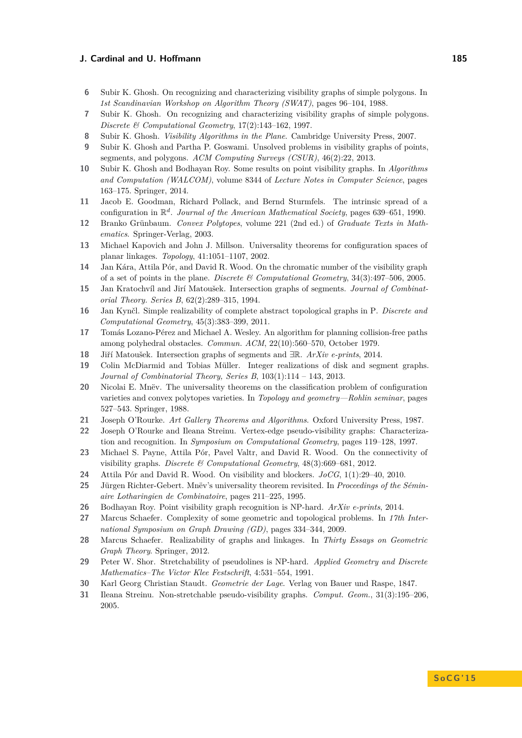6 Subir K. Ghosh. On recognizing and characterizing visibility graphs of simple polygons. In *1st Scandinavian Workshop on Algorithm Theory (SWAT)*, pages 96–104, 1988.

7 Subir K. Ghosh. On recognizing and characterizing visibility graphs of simple polygons. *Discrete & Computational Geometry*, 17(2):143–162, 1997.

8 Subir K. Ghosh. *Visibility Algorithms in the Plane*. Cambridge University Press, 2007.

9 Subir K. Ghosh and Partha P. Goswami. Unsolved problems in visibility graphs of points, segments, and polygons. *ACM Computing Surveys (CSUR)*, 46(2):22, 2013.

10 Subir K. Ghosh and Bodhayan Roy. Some results on point visibility graphs. In *Algorithms and Computation (WALCOM)*, volume 8344 of *Lecture Notes in Computer Science*, pages 163–175. Springer, 2014.

11 Jacob E. Goodman, Richard Pollack, and Bernd Sturmfels. The intrinsic spread of a configuration in $\mathbb{R}^d$. *Journal of the American Mathematical Society*, pages 639–651, 1990.

12 Branko Grünbaum. *Convex Polytopes*, volume 221 (2nd ed.) of *Graduate Texts in Mathematics*. Springer-Verlag, 2003.

13 Michael Kapovich and John J. Millson. Universality theorems for configuration spaces of planar linkages. *Topology*, 41:1051–1107, 2002.

14 Jan Kára, Attila Pór, and David R. Wood. On the chromatic number of the visibility graph of a set of points in the plane. *Discrete & Computational Geometry*, 34(3):497–506, 2005.

15 Jan Kratochvíl and Jirí Matoušek. Intersection graphs of segments. *Journal of Combinatorial Theory. Series B*, 62(2):289–315, 1994.

16 Jan Kynčl. Simple realizability of complete abstract topological graphs in P. *Discrete and Computational Geometry*, 45(3):383–399, 2011.

17 Tomás Lozano-Pérez and Michael A. Wesley. An algorithm for planning collision-free paths among polyhedral obstacles. *Commun. ACM*, 22(10):560–570, October 1979.

18 Jiří Matoušek. Intersection graphs of segments and $\exists\mathbb{R}$. *ArXiv e-prints*, 2014.

19 Colin McDiarmid and Tobias Müller. Integer realizations of disk and segment graphs. *Journal of Combinatorial Theory, Series B*, 103(1):114 – 143, 2013.

20 Nicolai E. Mnëv. The universality theorems on the classification problem of configuration varieties and convex polytopes varieties. In *Topology and geometry—Rohlin seminar*, pages 527–543. Springer, 1988.

21 Joseph O'Rourke. *Art Gallery Theorems and Algorithms*. Oxford University Press, 1987.

22 Joseph O'Rourke and Ileana Streinu. Vertex-edge pseudo-visibility graphs: Characterization and recognition. In *Symposium on Computational Geometry*, pages 119–128, 1997.

23 Michael S. Payne, Attila Pór, Pavel Valtr, and David R. Wood. On the connectivity of visibility graphs. *Discrete & Computational Geometry*, 48(3):669–681, 2012.

24 Attila Pór and David R. Wood. On visibility and blockers. *JoCG*, 1(1):29–40, 2010.

25 Jürgen Richter-Gebert. Mnëv's universality theorem revisited. In *Proceedings of the Séminaire Lotharingien de Combinatoire*, pages 211–225, 1995.

26 Bodhayan Roy. Point visibility graph recognition is NP-hard. *ArXiv e-prints*, 2014.

27 Marcus Schaefer. Complexity of some geometric and topological problems. In *17th International Symposium on Graph Drawing (GD)*, pages 334–344, 2009.

28 Marcus Schaefer. Realizability of graphs and linkages. In *Thirty Essays on Geometric Graph Theory*. Springer, 2012.

29 Peter W. Shor. Stretchability of pseudolines is NP-hard. *Applied Geometry and Discrete Mathematics–The Victor Klee Festschrift*, 4:531–554, 1991.

30 Karl Georg Christian Staudt. *Geometrie der Lage*. Verlag von Bauer und Raspe, 1847.

31 Ileana Streinu. Non-stretchable pseudo-visibility graphs. *Comput. Geom.*, 31(3):195–206, 2005.